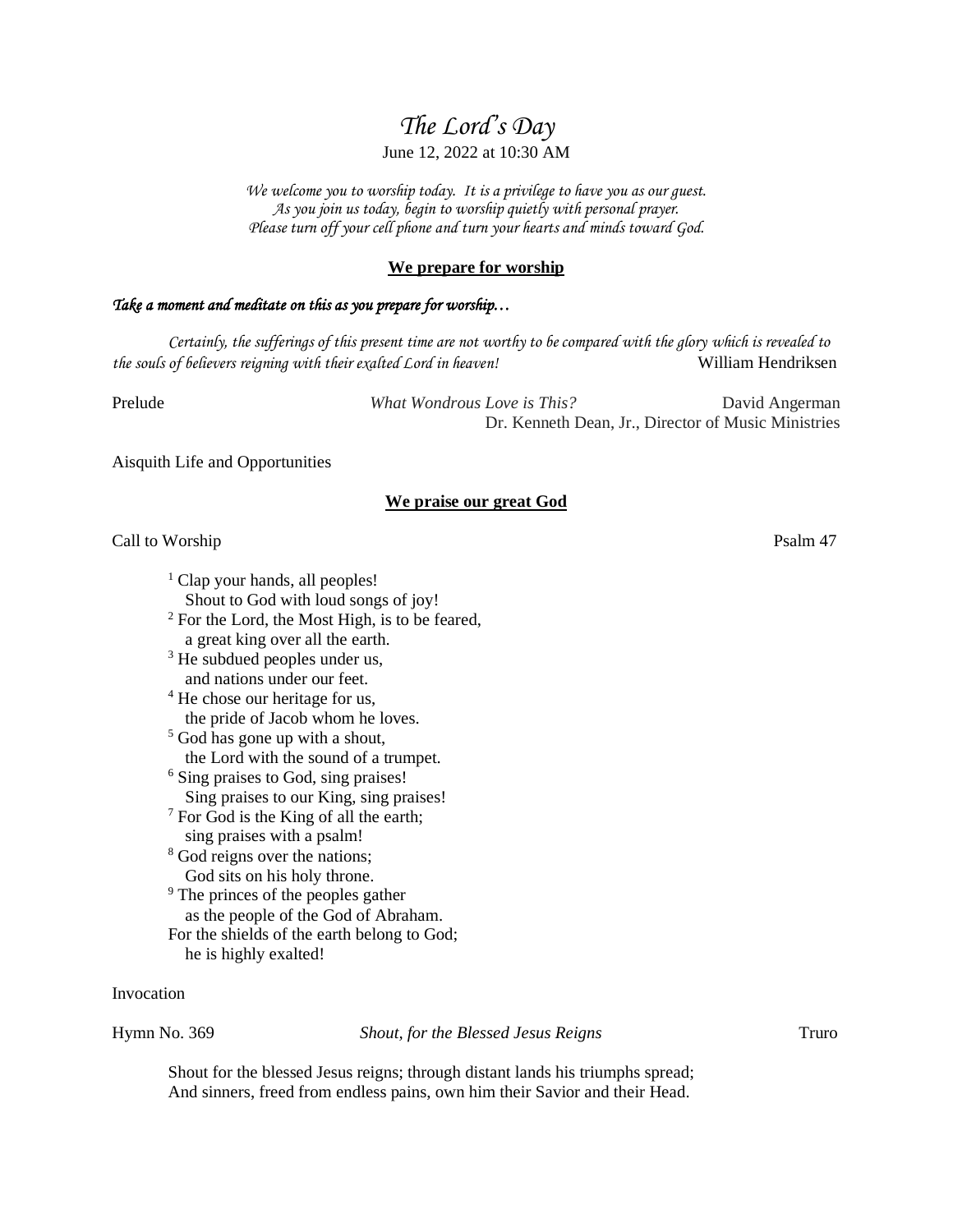# *The Lord's Day*

June 12, 2022 at 10:30 AM

*We welcome you to worship today. It is a privilege to have you as our guest.*
*As you join us today, begin to worship quietly with personal prayer.*
*Please turn off your cell phone and turn your hearts and minds toward God.*

## **We prepare for worship**

***Take a moment and meditate on this as you prepare for worship…***

*Certainly, the sufferings of this present time are not worthy to be compared with the glory which is revealed to the souls of believers reigning with their exalted Lord in heaven!* William Hendriksen

Prelude *What Wondrous Love is This?* David Angerman
Dr. Kenneth Dean, Jr., Director of Music Ministries

Aisquith Life and Opportunities

## **We praise our great God**

Call to Worship Psalm 47

[1] Clap your hands, all peoples!
Shout to God with loud songs of joy!
[2] For the Lord, the Most High, is to be feared,
a great king over all the earth.
[3] He subdued peoples under us,
and nations under our feet.
[4] He chose our heritage for us,
the pride of Jacob whom he loves.
[5] God has gone up with a shout,
the Lord with the sound of a trumpet.
[6] Sing praises to God, sing praises!
Sing praises to our King, sing praises!
[7] For God is the King of all the earth;
sing praises with a psalm!
[8] God reigns over the nations;
God sits on his holy throne.
[9] The princes of the peoples gather
as the people of the God of Abraham.
For the shields of the earth belong to God;
he is highly exalted!

Invocation

Hymn No. 369 *Shout, for the Blessed Jesus Reigns* Truro

Shout for the blessed Jesus reigns; through distant lands his triumphs spread;
And sinners, freed from endless pains, own him their Savior and their Head.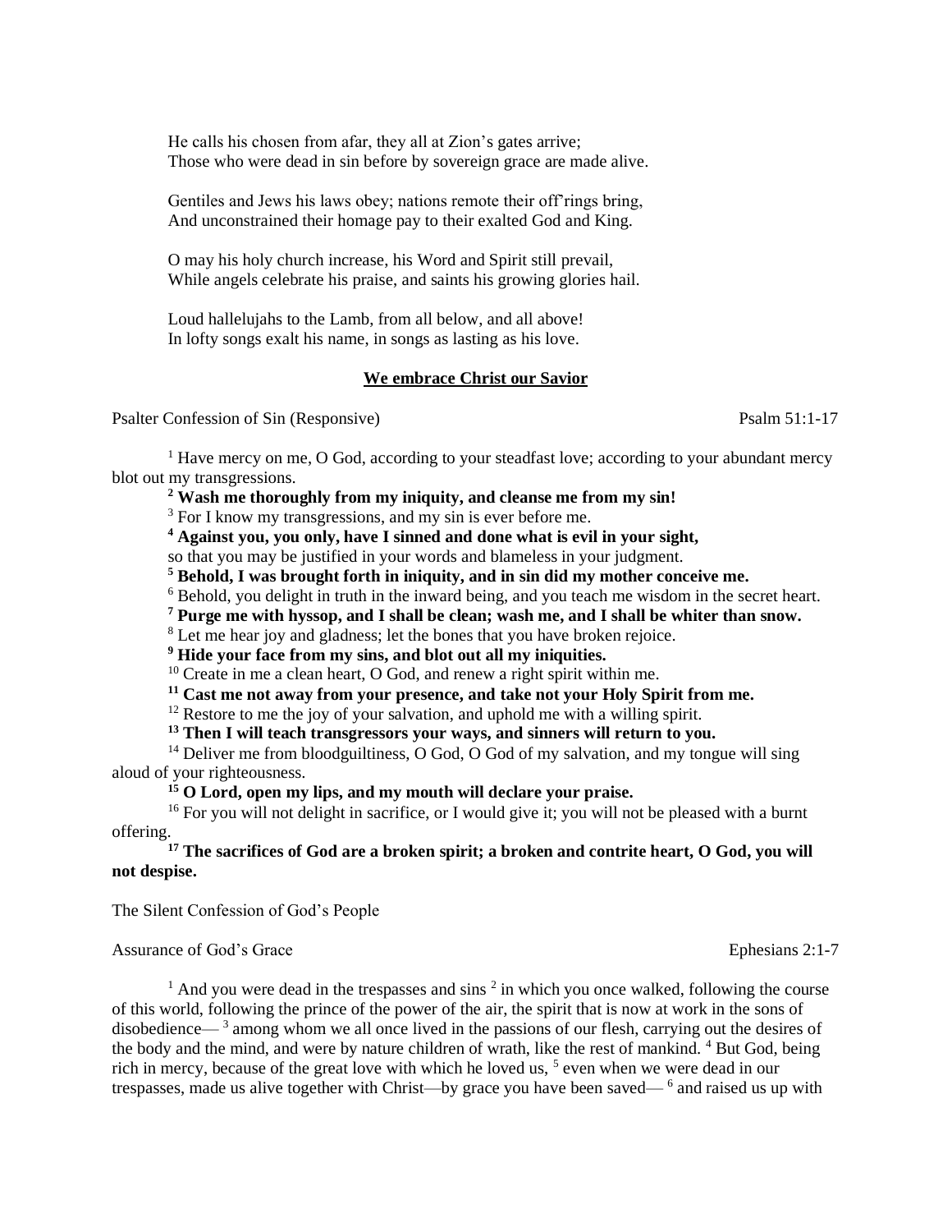He calls his chosen from afar, they all at Zion's gates arrive;
Those who were dead in sin before by sovereign grace are made alive.

Gentiles and Jews his laws obey; nations remote their off'rings bring,
And unconstrained their homage pay to their exalted God and King.

O may his holy church increase, his Word and Spirit still prevail,
While angels celebrate his praise, and saints his growing glories hail.

Loud hallelujahs to the Lamb, from all below, and all above!
In lofty songs exalt his name, in songs as lasting as his love.

**<u>We embrace Christ our Savior</u>**

Psalter Confession of Sin (Responsive) Psalm 51:1-17

[1] Have mercy on me, O God, according to your steadfast love; according to your abundant mercy blot out my transgressions.

**[2] Wash me thoroughly from my iniquity, and cleanse me from my sin!**

[3] For I know my transgressions, and my sin is ever before me.

**[4] Against you, you only, have I sinned and done what is evil in your sight,**
so that you may be justified in your words and blameless in your judgment.

**[5] Behold, I was brought forth in iniquity, and in sin did my mother conceive me.**

[6] Behold, you delight in truth in the inward being, and you teach me wisdom in the secret heart.

**[7] Purge me with hyssop, and I shall be clean; wash me, and I shall be whiter than snow.**

[8] Let me hear joy and gladness; let the bones that you have broken rejoice.

**[9] Hide your face from my sins, and blot out all my iniquities.**

[10] Create in me a clean heart, O God, and renew a right spirit within me.

**[11] Cast me not away from your presence, and take not your Holy Spirit from me.**

[12] Restore to me the joy of your salvation, and uphold me with a willing spirit.

**[13] Then I will teach transgressors your ways, and sinners will return to you.**

[14] Deliver me from bloodguiltiness, O God, O God of my salvation, and my tongue will sing aloud of your righteousness.

**[15] O Lord, open my lips, and my mouth will declare your praise.**

[16] For you will not delight in sacrifice, or I would give it; you will not be pleased with a burnt offering.

**[17] The sacrifices of God are a broken spirit; a broken and contrite heart, O God, you will not despise.**

The Silent Confession of God's People

Assurance of God's Grace Ephesians 2:1-7

[1] And you were dead in the trespasses and sins [2] in which you once walked, following the course of this world, following the prince of the power of the air, the spirit that is now at work in the sons of disobedience— [3] among whom we all once lived in the passions of our flesh, carrying out the desires of the body and the mind, and were by nature children of wrath, like the rest of mankind. [4] But God, being rich in mercy, because of the great love with which he loved us, [5] even when we were dead in our trespasses, made us alive together with Christ—by grace you have been saved— [6] and raised us up with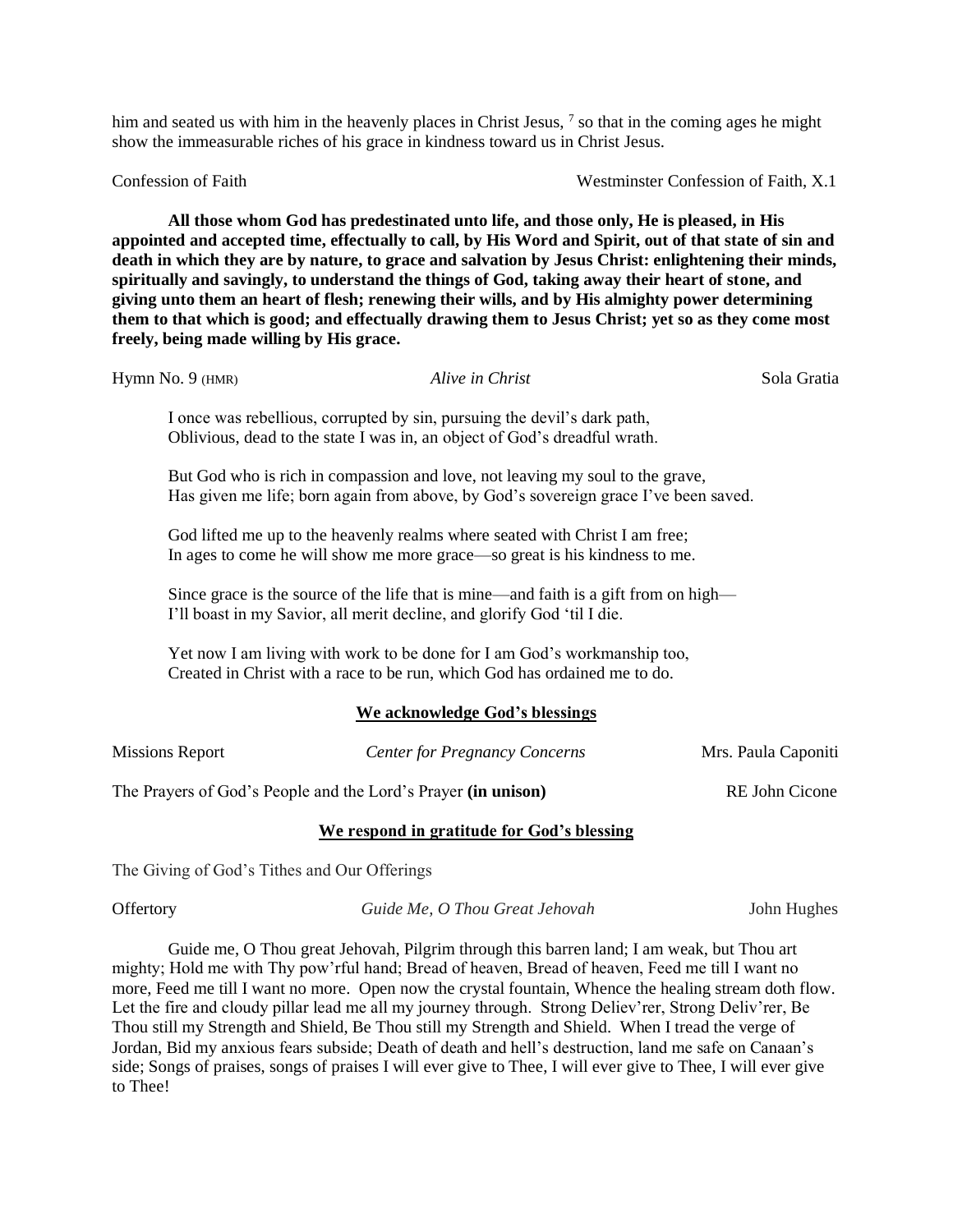him and seated us with him in the heavenly places in Christ Jesus, [7] so that in the coming ages he might show the immeasurable riches of his grace in kindness toward us in Christ Jesus.

Confession of Faith — Westminster Confession of Faith, X.1

**All those whom God has predestinated unto life, and those only, He is pleased, in His appointed and accepted time, effectually to call, by His Word and Spirit, out of that state of sin and death in which they are by nature, to grace and salvation by Jesus Christ: enlightening their minds, spiritually and savingly, to understand the things of God, taking away their heart of stone, and giving unto them an heart of flesh; renewing their wills, and by His almighty power determining them to that which is good; and effectually drawing them to Jesus Christ; yet so as they come most freely, being made willing by His grace.**

Hymn No. 9 (HMR) — *Alive in Christ* — Sola Gratia

I once was rebellious, corrupted by sin, pursuing the devil's dark path,
Oblivious, dead to the state I was in, an object of God's dreadful wrath.

But God who is rich in compassion and love, not leaving my soul to the grave,
Has given me life; born again from above, by God's sovereign grace I've been saved.

God lifted me up to the heavenly realms where seated with Christ I am free;
In ages to come he will show me more grace—so great is his kindness to me.

Since grace is the source of the life that is mine—and faith is a gift from on high—
I'll boast in my Savior, all merit decline, and glorify God 'til I die.

Yet now I am living with work to be done for I am God's workmanship too,
Created in Christ with a race to be run, which God has ordained me to do.

## We acknowledge God's blessings

Missions Report — *Center for Pregnancy Concerns* — Mrs. Paula Caponiti

The Prayers of God's People and the Lord's Prayer **(in unison)** — RE John Cicone

## We respond in gratitude for God's blessing

The Giving of God's Tithes and Our Offerings

Offertory — *Guide Me, O Thou Great Jehovah* — John Hughes

Guide me, O Thou great Jehovah, Pilgrim through this barren land; I am weak, but Thou art mighty; Hold me with Thy pow'rful hand; Bread of heaven, Bread of heaven, Feed me till I want no more, Feed me till I want no more. Open now the crystal fountain, Whence the healing stream doth flow. Let the fire and cloudy pillar lead me all my journey through. Strong Deliev'rer, Strong Deliv'rer, Be Thou still my Strength and Shield, Be Thou still my Strength and Shield. When I tread the verge of Jordan, Bid my anxious fears subside; Death of death and hell's destruction, land me safe on Canaan's side; Songs of praises, songs of praises I will ever give to Thee, I will ever give to Thee, I will ever give to Thee!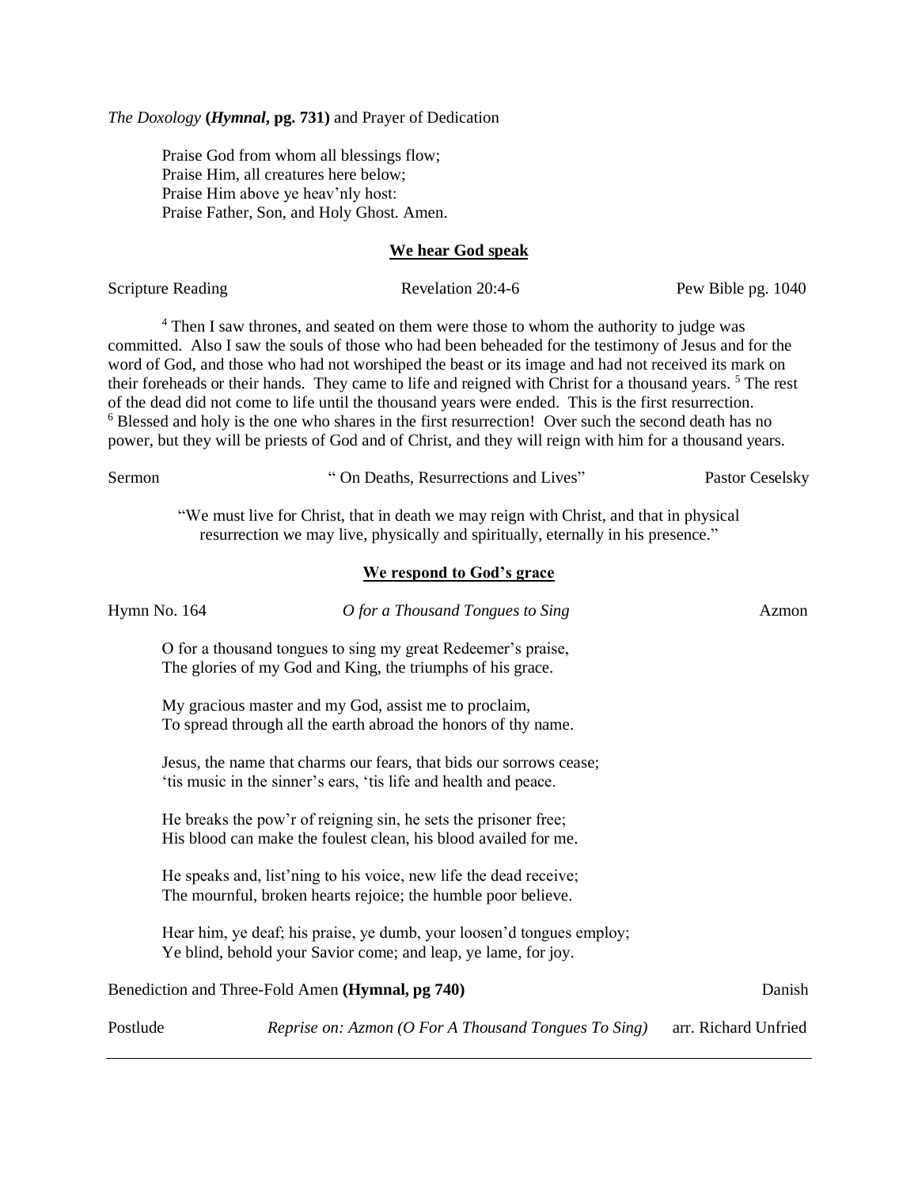*The Doxology* **(*Hymnal*, pg. 731)** and Prayer of Dedication

Praise God from whom all blessings flow;
Praise Him, all creatures here below;
Praise Him above ye heav'nly host:
Praise Father, Son, and Holy Ghost. Amen.

**We hear God speak**

Scripture Reading — Revelation 20:4-6 — Pew Bible pg. 1040

[4] Then I saw thrones, and seated on them were those to whom the authority to judge was committed. Also I saw the souls of those who had been beheaded for the testimony of Jesus and for the word of God, and those who had not worshiped the beast or its image and had not received its mark on their foreheads or their hands. They came to life and reigned with Christ for a thousand years. [5] The rest of the dead did not come to life until the thousand years were ended. This is the first resurrection. [6] Blessed and holy is the one who shares in the first resurrection! Over such the second death has no power, but they will be priests of God and of Christ, and they will reign with him for a thousand years.

Sermon — " On Deaths, Resurrections and Lives" — Pastor Ceselsky

"We must live for Christ, that in death we may reign with Christ, and that in physical resurrection we may live, physically and spiritually, eternally in his presence."

**We respond to God's grace**

Hymn No. 164 — *O for a Thousand Tongues to Sing* — Azmon

O for a thousand tongues to sing my great Redeemer's praise,
The glories of my God and King, the triumphs of his grace.

My gracious master and my God, assist me to proclaim,
To spread through all the earth abroad the honors of thy name.

Jesus, the name that charms our fears, that bids our sorrows cease;
'tis music in the sinner's ears, 'tis life and health and peace.

He breaks the pow'r of reigning sin, he sets the prisoner free;
His blood can make the foulest clean, his blood availed for me.

He speaks and, list'ning to his voice, new life the dead receive;
The mournful, broken hearts rejoice; the humble poor believe.

Hear him, ye deaf; his praise, ye dumb, your loosen'd tongues employ;
Ye blind, behold your Savior come; and leap, ye lame, for joy.

Benediction and Three-Fold Amen **(Hymnal, pg 740)** — Danish

Postlude — *Reprise on: Azmon (O For A Thousand Tongues To Sing)* — arr. Richard Unfried

---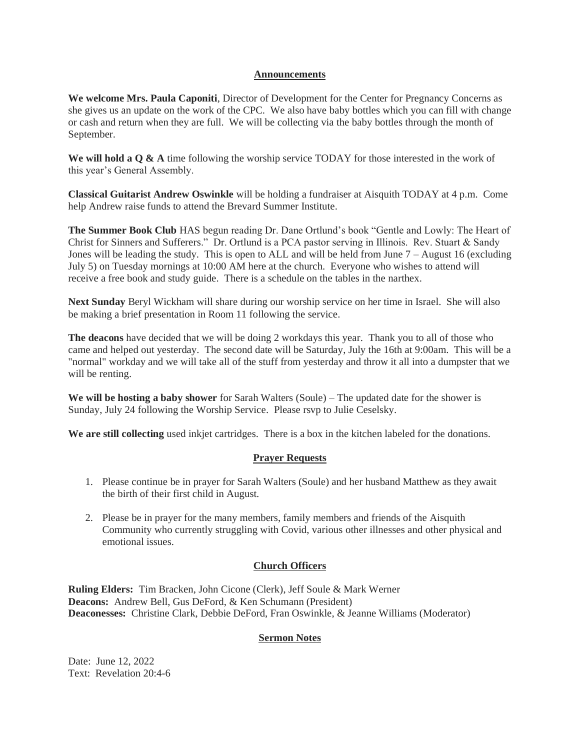## Announcements

**We welcome Mrs. Paula Caponiti**, Director of Development for the Center for Pregnancy Concerns as she gives us an update on the work of the CPC. We also have baby bottles which you can fill with change or cash and return when they are full. We will be collecting via the baby bottles through the month of September.

**We will hold a Q & A** time following the worship service TODAY for those interested in the work of this year's General Assembly.

**Classical Guitarist Andrew Oswinkle** will be holding a fundraiser at Aisquith TODAY at 4 p.m. Come help Andrew raise funds to attend the Brevard Summer Institute.

**The Summer Book Club** HAS begun reading Dr. Dane Ortlund's book "Gentle and Lowly: The Heart of Christ for Sinners and Sufferers." Dr. Ortlund is a PCA pastor serving in Illinois. Rev. Stuart & Sandy Jones will be leading the study. This is open to ALL and will be held from June 7 – August 16 (excluding July 5) on Tuesday mornings at 10:00 AM here at the church. Everyone who wishes to attend will receive a free book and study guide. There is a schedule on the tables in the narthex.

**Next Sunday** Beryl Wickham will share during our worship service on her time in Israel. She will also be making a brief presentation in Room 11 following the service.

**The deacons** have decided that we will be doing 2 workdays this year. Thank you to all of those who came and helped out yesterday. The second date will be Saturday, July the 16th at 9:00am. This will be a "normal" workday and we will take all of the stuff from yesterday and throw it all into a dumpster that we will be renting.

**We will be hosting a baby shower** for Sarah Walters (Soule) – The updated date for the shower is Sunday, July 24 following the Worship Service. Please rsvp to Julie Ceselsky.

**We are still collecting** used inkjet cartridges. There is a box in the kitchen labeled for the donations.

## Prayer Requests

1. Please continue be in prayer for Sarah Walters (Soule) and her husband Matthew as they await the birth of their first child in August.
2. Please be in prayer for the many members, family members and friends of the Aisquith Community who currently struggling with Covid, various other illnesses and other physical and emotional issues.

## Church Officers

**Ruling Elders:** Tim Bracken, John Cicone (Clerk), Jeff Soule & Mark Werner
**Deacons:** Andrew Bell, Gus DeFord, & Ken Schumann (President)
**Deaconesses:** Christine Clark, Debbie DeFord, Fran Oswinkle, & Jeanne Williams (Moderator)

## Sermon Notes

Date: June 12, 2022
Text: Revelation 20:4-6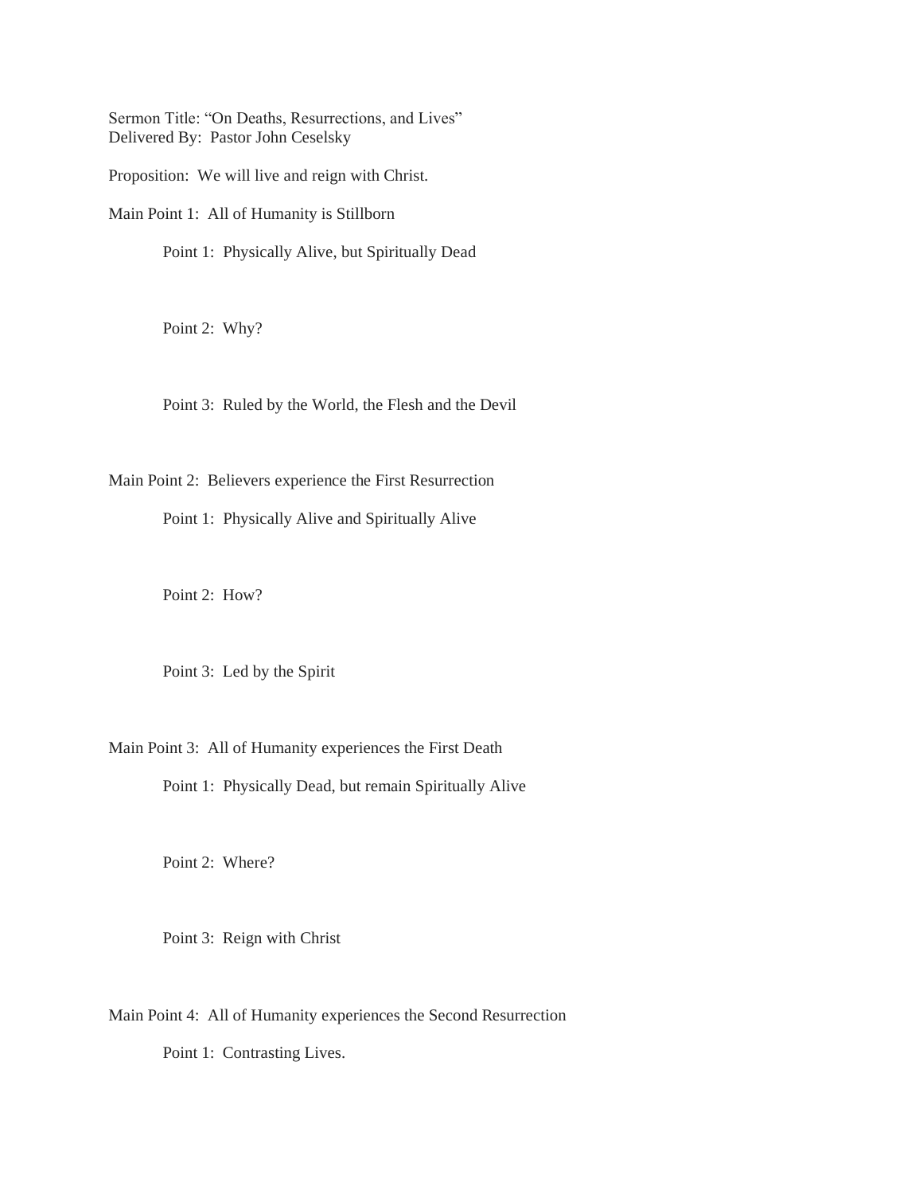Sermon Title: "On Deaths, Resurrections, and Lives"
Delivered By: Pastor John Ceselsky

Proposition: We will live and reign with Christ.

Main Point 1: All of Humanity is Stillborn

- Point 1: Physically Alive, but Spiritually Dead

- Point 2: Why?

- Point 3: Ruled by the World, the Flesh and the Devil

Main Point 2: Believers experience the First Resurrection

- Point 1: Physically Alive and Spiritually Alive

- Point 2: How?

- Point 3: Led by the Spirit

Main Point 3: All of Humanity experiences the First Death

- Point 1: Physically Dead, but remain Spiritually Alive

- Point 2: Where?

- Point 3: Reign with Christ

Main Point 4: All of Humanity experiences the Second Resurrection

- Point 1: Contrasting Lives.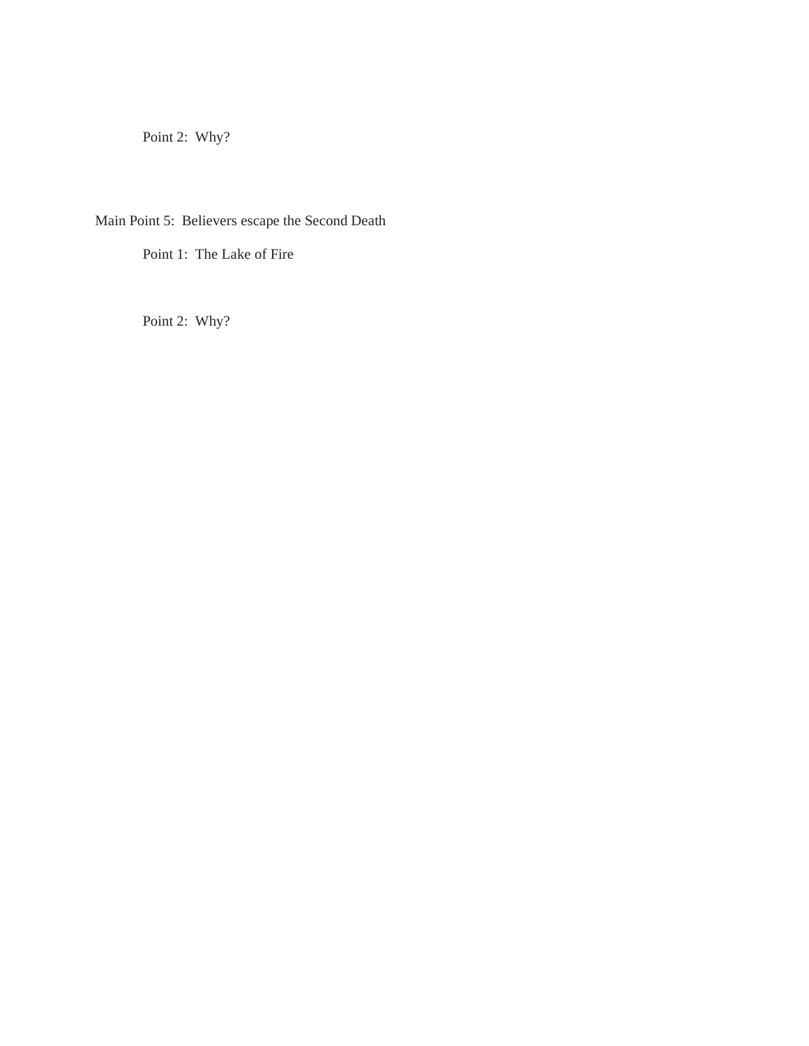Point 2: Why?

Main Point 5: Believers escape the Second Death

Point 1: The Lake of Fire

Point 2: Why?